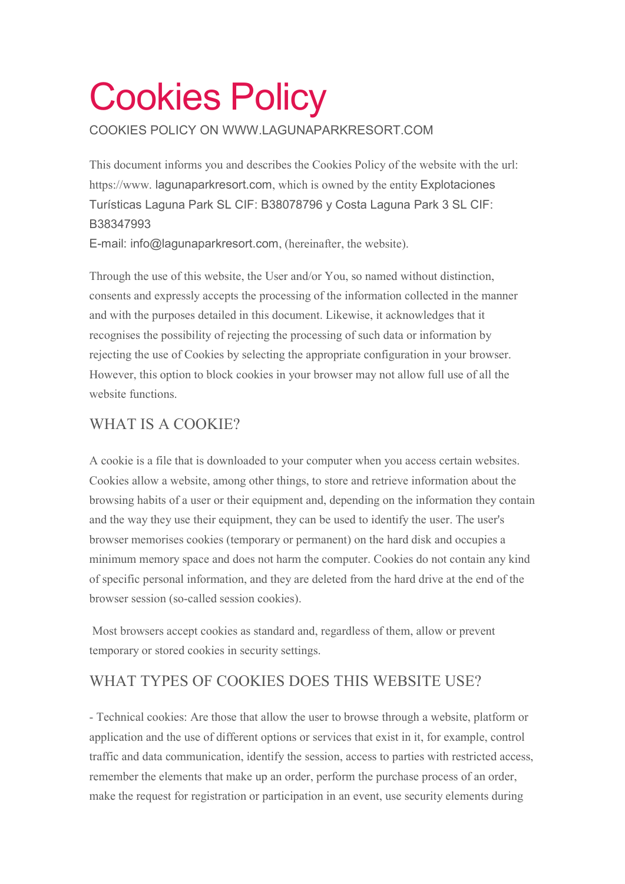# Cookies Policy

COOKIES POLICY ON WWW.LAGUNAPARKRESORT.COM

This document informs you and describes the Cookies Policy of the website with the url: https://www. lagunaparkresort.com, which is owned by the entity Explotaciones Turísticas Laguna Park SL CIF: B38078796 y Costa Laguna Park 3 SL CIF: B38347993
E-mail: info@lagunaparkresort.com, (hereinafter, the website).

Through the use of this website, the User and/or You, so named without distinction, consents and expressly accepts the processing of the information collected in the manner and with the purposes detailed in this document. Likewise, it acknowledges that it recognises the possibility of rejecting the processing of such data or information by rejecting the use of Cookies by selecting the appropriate configuration in your browser. However, this option to block cookies in your browser may not allow full use of all the website functions.

## WHAT IS A COOKIE?

A cookie is a file that is downloaded to your computer when you access certain websites. Cookies allow a website, among other things, to store and retrieve information about the browsing habits of a user or their equipment and, depending on the information they contain and the way they use their equipment, they can be used to identify the user. The user's browser memorises cookies (temporary or permanent) on the hard disk and occupies a minimum memory space and does not harm the computer. Cookies do not contain any kind of specific personal information, and they are deleted from the hard drive at the end of the browser session (so-called session cookies).

Most browsers accept cookies as standard and, regardless of them, allow or prevent temporary or stored cookies in security settings.

## WHAT TYPES OF COOKIES DOES THIS WEBSITE USE?

- Technical cookies: Are those that allow the user to browse through a website, platform or application and the use of different options or services that exist in it, for example, control traffic and data communication, identify the session, access to parties with restricted access, remember the elements that make up an order, perform the purchase process of an order, make the request for registration or participation in an event, use security elements during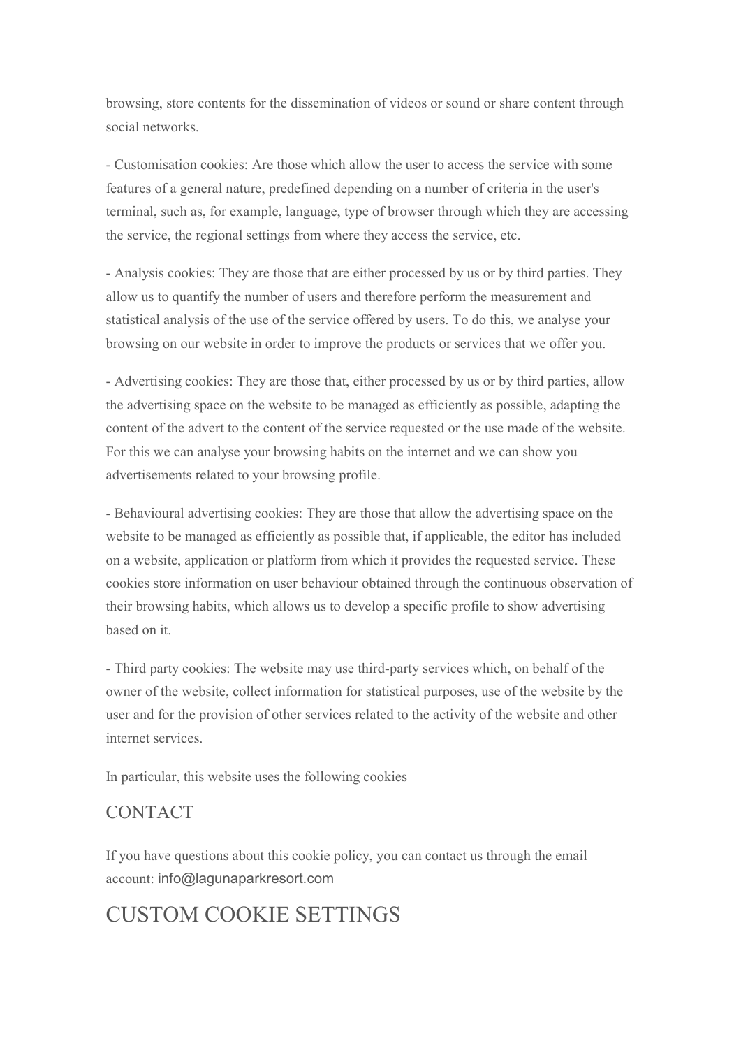browsing, store contents for the dissemination of videos or sound or share content through social networks.

- Customisation cookies: Are those which allow the user to access the service with some features of a general nature, predefined depending on a number of criteria in the user's terminal, such as, for example, language, type of browser through which they are accessing the service, the regional settings from where they access the service, etc.

- Analysis cookies: They are those that are either processed by us or by third parties. They allow us to quantify the number of users and therefore perform the measurement and statistical analysis of the use of the service offered by users. To do this, we analyse your browsing on our website in order to improve the products or services that we offer you.

- Advertising cookies: They are those that, either processed by us or by third parties, allow the advertising space on the website to be managed as efficiently as possible, adapting the content of the advert to the content of the service requested or the use made of the website. For this we can analyse your browsing habits on the internet and we can show you advertisements related to your browsing profile.

- Behavioural advertising cookies: They are those that allow the advertising space on the website to be managed as efficiently as possible that, if applicable, the editor has included on a website, application or platform from which it provides the requested service. These cookies store information on user behaviour obtained through the continuous observation of their browsing habits, which allows us to develop a specific profile to show advertising based on it.

- Third party cookies: The website may use third-party services which, on behalf of the owner of the website, collect information for statistical purposes, use of the website by the user and for the provision of other services related to the activity of the website and other internet services.

In particular, this website uses the following cookies

## CONTACT

If you have questions about this cookie policy, you can contact us through the email account: info@lagunaparkresort.com

# CUSTOM COOKIE SETTINGS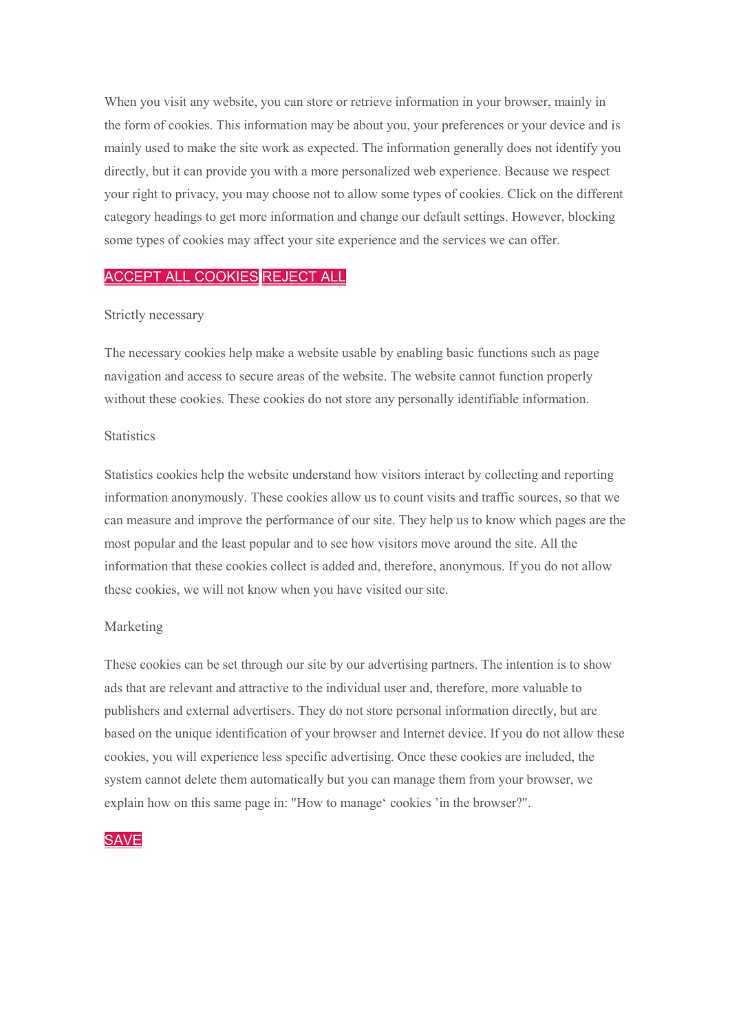When you visit any website, you can store or retrieve information in your browser, mainly in the form of cookies. This information may be about you, your preferences or your device and is mainly used to make the site work as expected. The information generally does not identify you directly, but it can provide you with a more personalized web experience. Because we respect your right to privacy, you may choose not to allow some types of cookies. Click on the different category headings to get more information and change our default settings. However, blocking some types of cookies may affect your site experience and the services we can offer.

ACCEPT ALL COOKIES REJECT ALL

Strictly necessary

The necessary cookies help make a website usable by enabling basic functions such as page navigation and access to secure areas of the website. The website cannot function properly without these cookies. These cookies do not store any personally identifiable information.

Statistics

Statistics cookies help the website understand how visitors interact by collecting and reporting information anonymously. These cookies allow us to count visits and traffic sources, so that we can measure and improve the performance of our site. They help us to know which pages are the most popular and the least popular and to see how visitors move around the site. All the information that these cookies collect is added and, therefore, anonymous. If you do not allow these cookies, we will not know when you have visited our site.

Marketing

These cookies can be set through our site by our advertising partners. The intention is to show ads that are relevant and attractive to the individual user and, therefore, more valuable to publishers and external advertisers. They do not store personal information directly, but are based on the unique identification of your browser and Internet device. If you do not allow these cookies, you will experience less specific advertising. Once these cookies are included, the system cannot delete them automatically but you can manage them from your browser, we explain how on this same page in: "How to manage‘ cookies ’in the browser?".

SAVE